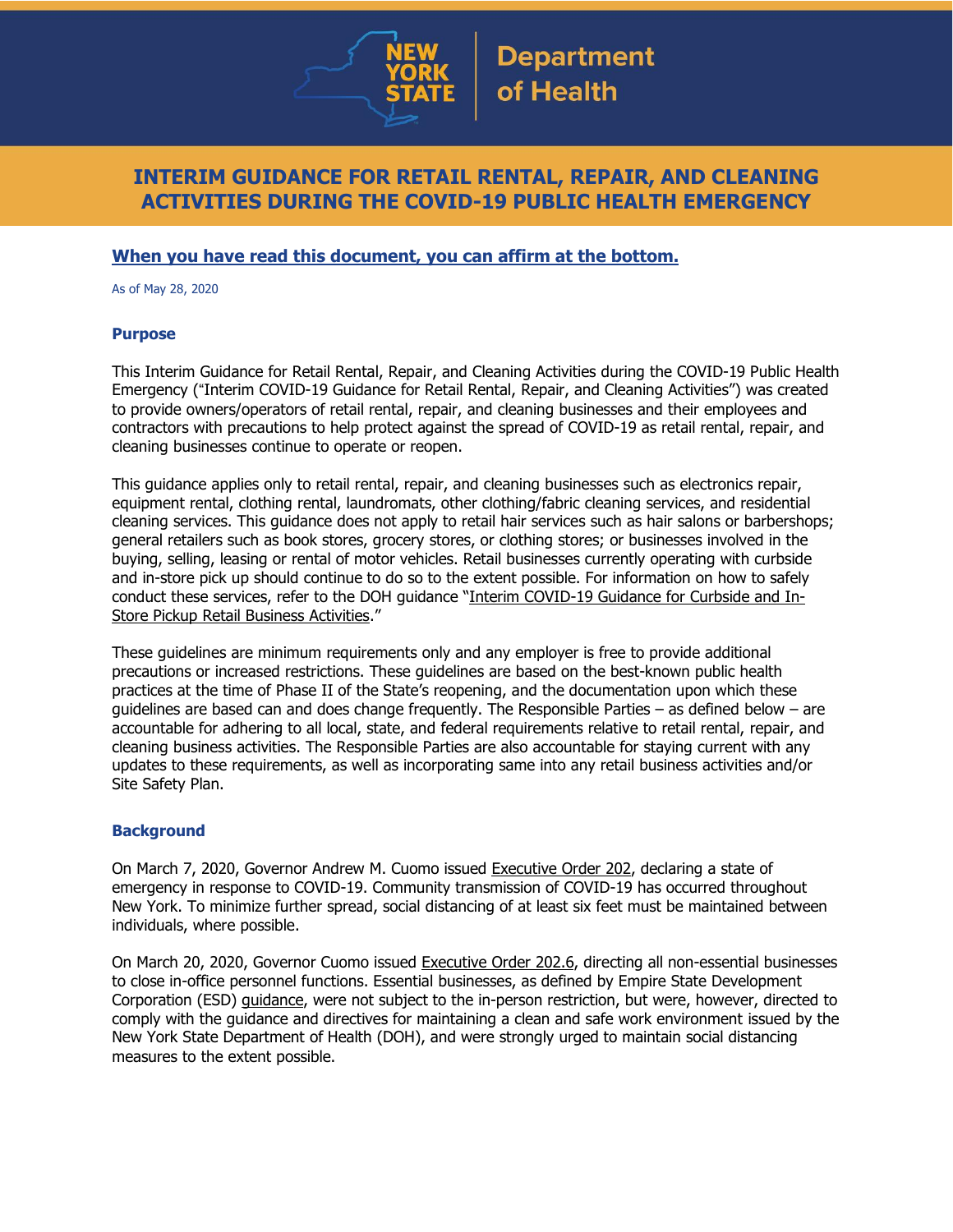New York State Department of Health

# INTERIM GUIDANCE FOR RETAIL RENTAL, REPAIR, AND CLEANING ACTIVITIES DURING THE COVID-19 PUBLIC HEALTH EMERGENCY

**When you have read this document, you can affirm at the bottom.**

As of May 28, 2020

### Purpose

This Interim Guidance for Retail Rental, Repair, and Cleaning Activities during the COVID-19 Public Health Emergency ("Interim COVID-19 Guidance for Retail Rental, Repair, and Cleaning Activities") was created to provide owners/operators of retail rental, repair, and cleaning businesses and their employees and contractors with precautions to help protect against the spread of COVID-19 as retail rental, repair, and cleaning businesses continue to operate or reopen.

This guidance applies only to retail rental, repair, and cleaning businesses such as electronics repair, equipment rental, clothing rental, laundromats, other clothing/fabric cleaning services, and residential cleaning services. This guidance does not apply to retail hair services such as hair salons or barbershops; general retailers such as book stores, grocery stores, or clothing stores; or businesses involved in the buying, selling, leasing or rental of motor vehicles. Retail businesses currently operating with curbside and in-store pick up should continue to do so to the extent possible. For information on how to safely conduct these services, refer to the DOH guidance "Interim COVID-19 Guidance for Curbside and In-Store Pickup Retail Business Activities."

These guidelines are minimum requirements only and any employer is free to provide additional precautions or increased restrictions. These guidelines are based on the best-known public health practices at the time of Phase II of the State's reopening, and the documentation upon which these guidelines are based can and does change frequently. The Responsible Parties – as defined below – are accountable for adhering to all local, state, and federal requirements relative to retail rental, repair, and cleaning business activities. The Responsible Parties are also accountable for staying current with any updates to these requirements, as well as incorporating same into any retail business activities and/or Site Safety Plan.

### Background

On March 7, 2020, Governor Andrew M. Cuomo issued Executive Order 202, declaring a state of emergency in response to COVID-19. Community transmission of COVID-19 has occurred throughout New York. To minimize further spread, social distancing of at least six feet must be maintained between individuals, where possible.

On March 20, 2020, Governor Cuomo issued Executive Order 202.6, directing all non-essential businesses to close in-office personnel functions. Essential businesses, as defined by Empire State Development Corporation (ESD) guidance, were not subject to the in-person restriction, but were, however, directed to comply with the guidance and directives for maintaining a clean and safe work environment issued by the New York State Department of Health (DOH), and were strongly urged to maintain social distancing measures to the extent possible.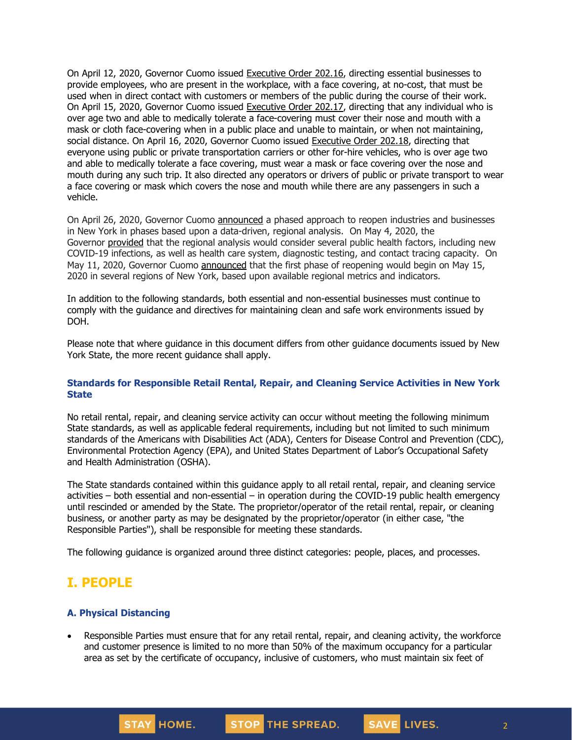On April 12, 2020, Governor Cuomo issued Executive Order 202.16, directing essential businesses to provide employees, who are present in the workplace, with a face covering, at no-cost, that must be used when in direct contact with customers or members of the public during the course of their work. On April 15, 2020, Governor Cuomo issued Executive Order 202.17, directing that any individual who is over age two and able to medically tolerate a face-covering must cover their nose and mouth with a mask or cloth face-covering when in a public place and unable to maintain, or when not maintaining, social distance. On April 16, 2020, Governor Cuomo issued Executive Order 202.18, directing that everyone using public or private transportation carriers or other for-hire vehicles, who is over age two and able to medically tolerate a face covering, must wear a mask or face covering over the nose and mouth during any such trip. It also directed any operators or drivers of public or private transport to wear a face covering or mask which covers the nose and mouth while there are any passengers in such a vehicle.

On April 26, 2020, Governor Cuomo announced a phased approach to reopen industries and businesses in New York in phases based upon a data-driven, regional analysis. On May 4, 2020, the Governor provided that the regional analysis would consider several public health factors, including new COVID-19 infections, as well as health care system, diagnostic testing, and contact tracing capacity. On May 11, 2020, Governor Cuomo announced that the first phase of reopening would begin on May 15, 2020 in several regions of New York, based upon available regional metrics and indicators.

In addition to the following standards, both essential and non-essential businesses must continue to comply with the guidance and directives for maintaining clean and safe work environments issued by DOH.

Please note that where guidance in this document differs from other guidance documents issued by New York State, the more recent guidance shall apply.

### Standards for Responsible Retail Rental, Repair, and Cleaning Service Activities in New York State

No retail rental, repair, and cleaning service activity can occur without meeting the following minimum State standards, as well as applicable federal requirements, including but not limited to such minimum standards of the Americans with Disabilities Act (ADA), Centers for Disease Control and Prevention (CDC), Environmental Protection Agency (EPA), and United States Department of Labor's Occupational Safety and Health Administration (OSHA).

The State standards contained within this guidance apply to all retail rental, repair, and cleaning service activities – both essential and non-essential – in operation during the COVID-19 public health emergency until rescinded or amended by the State. The proprietor/operator of the retail rental, repair, or cleaning business, or another party as may be designated by the proprietor/operator (in either case, "the Responsible Parties"), shall be responsible for meeting these standards.

The following guidance is organized around three distinct categories: people, places, and processes.

## I. PEOPLE

### A. Physical Distancing

- Responsible Parties must ensure that for any retail rental, repair, and cleaning activity, the workforce and customer presence is limited to no more than 50% of the maximum occupancy for a particular area as set by the certificate of occupancy, inclusive of customers, who must maintain six feet of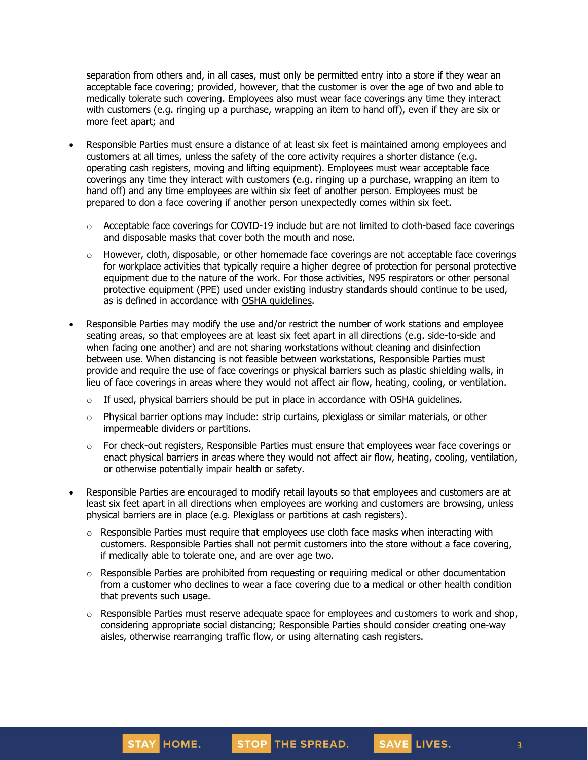separation from others and, in all cases, must only be permitted entry into a store if they wear an acceptable face covering; provided, however, that the customer is over the age of two and able to medically tolerate such covering. Employees also must wear face coverings any time they interact with customers (e.g. ringing up a purchase, wrapping an item to hand off), even if they are six or more feet apart; and

- Responsible Parties must ensure a distance of at least six feet is maintained among employees and customers at all times, unless the safety of the core activity requires a shorter distance (e.g. operating cash registers, moving and lifting equipment). Employees must wear acceptable face coverings any time they interact with customers (e.g. ringing up a purchase, wrapping an item to hand off) and any time employees are within six feet of another person. Employees must be prepared to don a face covering if another person unexpectedly comes within six feet.
  - Acceptable face coverings for COVID-19 include but are not limited to cloth-based face coverings and disposable masks that cover both the mouth and nose.
  - However, cloth, disposable, or other homemade face coverings are not acceptable face coverings for workplace activities that typically require a higher degree of protection for personal protective equipment due to the nature of the work. For those activities, N95 respirators or other personal protective equipment (PPE) used under existing industry standards should continue to be used, as is defined in accordance with OSHA guidelines.
- Responsible Parties may modify the use and/or restrict the number of work stations and employee seating areas, so that employees are at least six feet apart in all directions (e.g. side-to-side and when facing one another) and are not sharing workstations without cleaning and disinfection between use. When distancing is not feasible between workstations, Responsible Parties must provide and require the use of face coverings or physical barriers such as plastic shielding walls, in lieu of face coverings in areas where they would not affect air flow, heating, cooling, or ventilation.
  - If used, physical barriers should be put in place in accordance with OSHA guidelines.
  - Physical barrier options may include: strip curtains, plexiglass or similar materials, or other impermeable dividers or partitions.
  - For check-out registers, Responsible Parties must ensure that employees wear face coverings or enact physical barriers in areas where they would not affect air flow, heating, cooling, ventilation, or otherwise potentially impair health or safety.
- Responsible Parties are encouraged to modify retail layouts so that employees and customers are at least six feet apart in all directions when employees are working and customers are browsing, unless physical barriers are in place (e.g. Plexiglass or partitions at cash registers).
  - Responsible Parties must require that employees use cloth face masks when interacting with customers. Responsible Parties shall not permit customers into the store without a face covering, if medically able to tolerate one, and are over age two.
  - Responsible Parties are prohibited from requesting or requiring medical or other documentation from a customer who declines to wear a face covering due to a medical or other health condition that prevents such usage.
  - Responsible Parties must reserve adequate space for employees and customers to work and shop, considering appropriate social distancing; Responsible Parties should consider creating one-way aisles, otherwise rearranging traffic flow, or using alternating cash registers.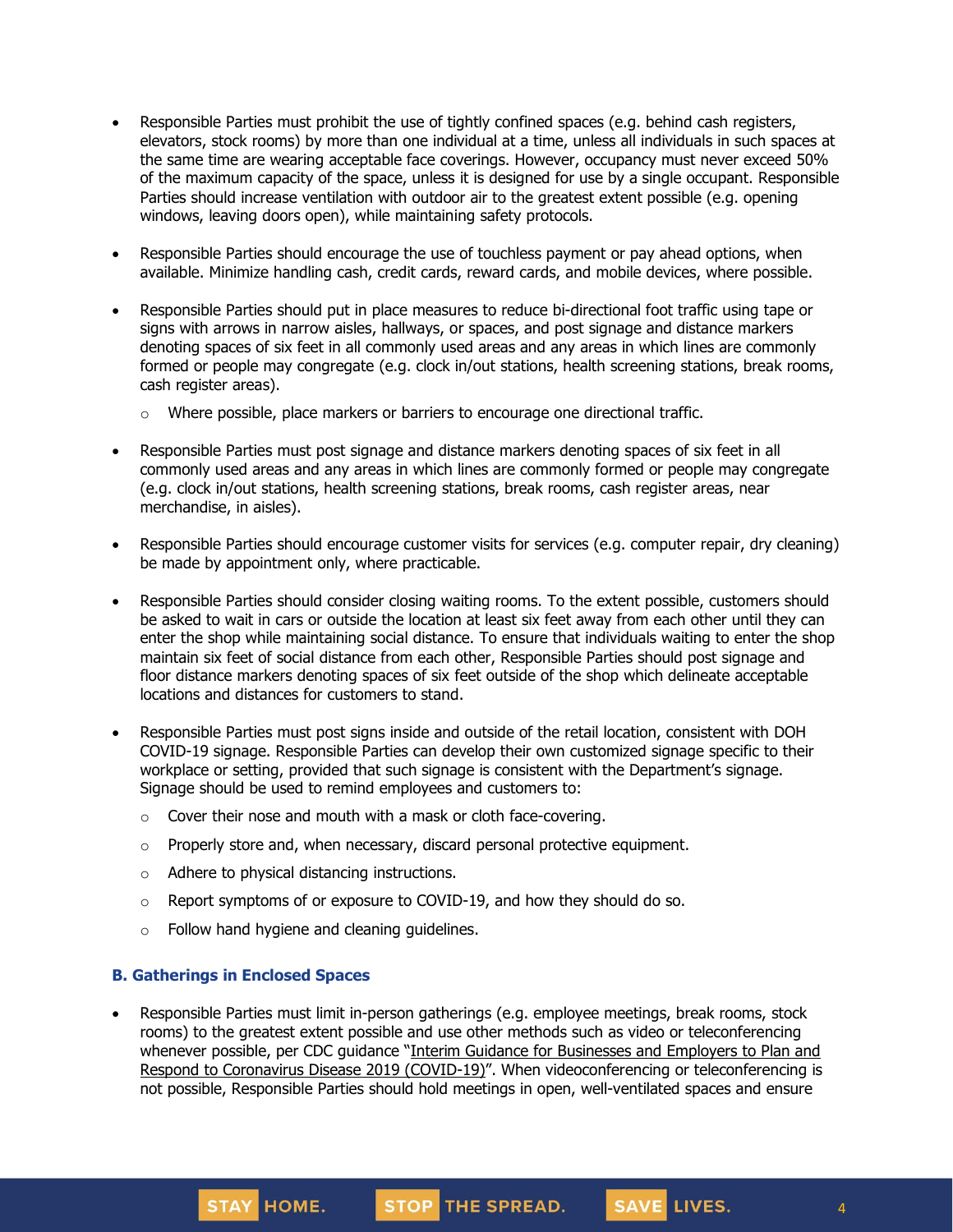- Responsible Parties must prohibit the use of tightly confined spaces (e.g. behind cash registers, elevators, stock rooms) by more than one individual at a time, unless all individuals in such spaces at the same time are wearing acceptable face coverings. However, occupancy must never exceed 50% of the maximum capacity of the space, unless it is designed for use by a single occupant. Responsible Parties should increase ventilation with outdoor air to the greatest extent possible (e.g. opening windows, leaving doors open), while maintaining safety protocols.

- Responsible Parties should encourage the use of touchless payment or pay ahead options, when available. Minimize handling cash, credit cards, reward cards, and mobile devices, where possible.

- Responsible Parties should put in place measures to reduce bi-directional foot traffic using tape or signs with arrows in narrow aisles, hallways, or spaces, and post signage and distance markers denoting spaces of six feet in all commonly used areas and any areas in which lines are commonly formed or people may congregate (e.g. clock in/out stations, health screening stations, break rooms, cash register areas).
  - Where possible, place markers or barriers to encourage one directional traffic.

- Responsible Parties must post signage and distance markers denoting spaces of six feet in all commonly used areas and any areas in which lines are commonly formed or people may congregate (e.g. clock in/out stations, health screening stations, break rooms, cash register areas, near merchandise, in aisles).

- Responsible Parties should encourage customer visits for services (e.g. computer repair, dry cleaning) be made by appointment only, where practicable.

- Responsible Parties should consider closing waiting rooms. To the extent possible, customers should be asked to wait in cars or outside the location at least six feet away from each other until they can enter the shop while maintaining social distance. To ensure that individuals waiting to enter the shop maintain six feet of social distance from each other, Responsible Parties should post signage and floor distance markers denoting spaces of six feet outside of the shop which delineate acceptable locations and distances for customers to stand.

- Responsible Parties must post signs inside and outside of the retail location, consistent with DOH COVID-19 signage. Responsible Parties can develop their own customized signage specific to their workplace or setting, provided that such signage is consistent with the Department's signage. Signage should be used to remind employees and customers to:
  - Cover their nose and mouth with a mask or cloth face-covering.
  - Properly store and, when necessary, discard personal protective equipment.
  - Adhere to physical distancing instructions.
  - Report symptoms of or exposure to COVID-19, and how they should do so.
  - Follow hand hygiene and cleaning guidelines.

### B. Gatherings in Enclosed Spaces

- Responsible Parties must limit in-person gatherings (e.g. employee meetings, break rooms, stock rooms) to the greatest extent possible and use other methods such as video or teleconferencing whenever possible, per CDC guidance "Interim Guidance for Businesses and Employers to Plan and Respond to Coronavirus Disease 2019 (COVID-19)". When videoconferencing or teleconferencing is not possible, Responsible Parties should hold meetings in open, well-ventilated spaces and ensure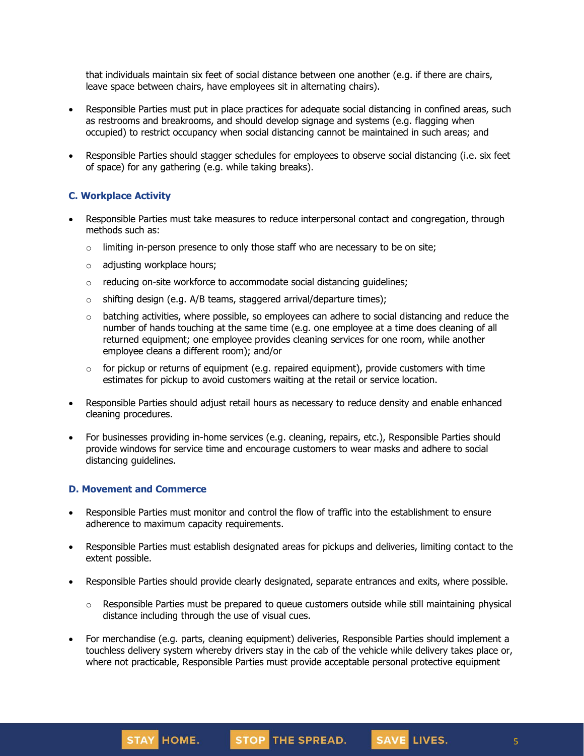that individuals maintain six feet of social distance between one another (e.g. if there are chairs, leave space between chairs, have employees sit in alternating chairs).

- Responsible Parties must put in place practices for adequate social distancing in confined areas, such as restrooms and breakrooms, and should develop signage and systems (e.g. flagging when occupied) to restrict occupancy when social distancing cannot be maintained in such areas; and
- Responsible Parties should stagger schedules for employees to observe social distancing (i.e. six feet of space) for any gathering (e.g. while taking breaks).

### C. Workplace Activity

- Responsible Parties must take measures to reduce interpersonal contact and congregation, through methods such as:
  - limiting in-person presence to only those staff who are necessary to be on site;
  - adjusting workplace hours;
  - reducing on-site workforce to accommodate social distancing guidelines;
  - shifting design (e.g. A/B teams, staggered arrival/departure times);
  - batching activities, where possible, so employees can adhere to social distancing and reduce the number of hands touching at the same time (e.g. one employee at a time does cleaning of all returned equipment; one employee provides cleaning services for one room, while another employee cleans a different room); and/or
  - for pickup or returns of equipment (e.g. repaired equipment), provide customers with time estimates for pickup to avoid customers waiting at the retail or service location.
- Responsible Parties should adjust retail hours as necessary to reduce density and enable enhanced cleaning procedures.
- For businesses providing in-home services (e.g. cleaning, repairs, etc.), Responsible Parties should provide windows for service time and encourage customers to wear masks and adhere to social distancing guidelines.

### D. Movement and Commerce

- Responsible Parties must monitor and control the flow of traffic into the establishment to ensure adherence to maximum capacity requirements.
- Responsible Parties must establish designated areas for pickups and deliveries, limiting contact to the extent possible.
- Responsible Parties should provide clearly designated, separate entrances and exits, where possible.
  - Responsible Parties must be prepared to queue customers outside while still maintaining physical distance including through the use of visual cues.
- For merchandise (e.g. parts, cleaning equipment) deliveries, Responsible Parties should implement a touchless delivery system whereby drivers stay in the cab of the vehicle while delivery takes place or, where not practicable, Responsible Parties must provide acceptable personal protective equipment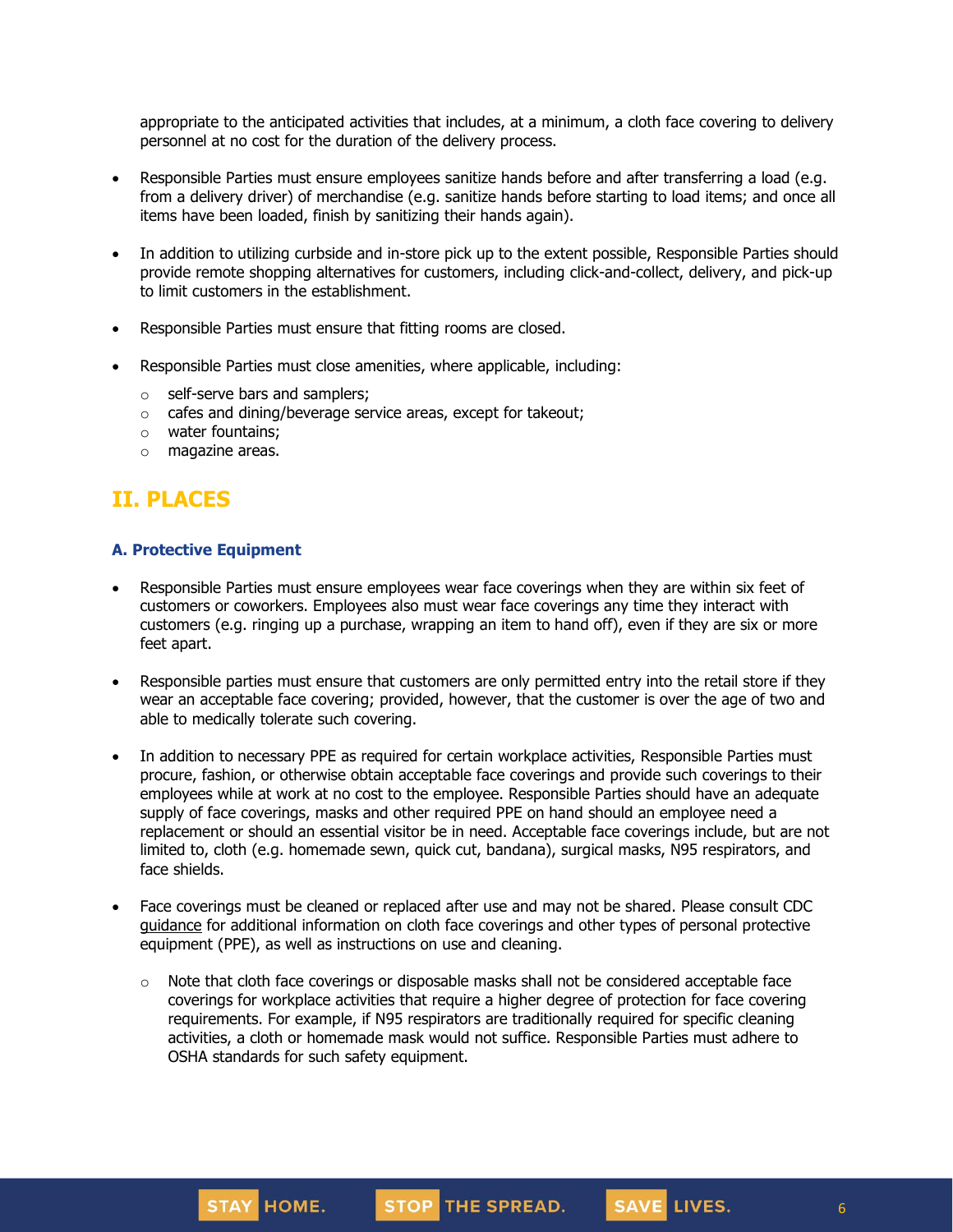appropriate to the anticipated activities that includes, at a minimum, a cloth face covering to delivery personnel at no cost for the duration of the delivery process.

- Responsible Parties must ensure employees sanitize hands before and after transferring a load (e.g. from a delivery driver) of merchandise (e.g. sanitize hands before starting to load items; and once all items have been loaded, finish by sanitizing their hands again).

- In addition to utilizing curbside and in-store pick up to the extent possible, Responsible Parties should provide remote shopping alternatives for customers, including click-and-collect, delivery, and pick-up to limit customers in the establishment.

- Responsible Parties must ensure that fitting rooms are closed.

- Responsible Parties must close amenities, where applicable, including:
  - self-serve bars and samplers;
  - cafes and dining/beverage service areas, except for takeout;
  - water fountains;
  - magazine areas.

## II. PLACES

### A. Protective Equipment

- Responsible Parties must ensure employees wear face coverings when they are within six feet of customers or coworkers. Employees also must wear face coverings any time they interact with customers (e.g. ringing up a purchase, wrapping an item to hand off), even if they are six or more feet apart.

- Responsible parties must ensure that customers are only permitted entry into the retail store if they wear an acceptable face covering; provided, however, that the customer is over the age of two and able to medically tolerate such covering.

- In addition to necessary PPE as required for certain workplace activities, Responsible Parties must procure, fashion, or otherwise obtain acceptable face coverings and provide such coverings to their employees while at work at no cost to the employee. Responsible Parties should have an adequate supply of face coverings, masks and other required PPE on hand should an employee need a replacement or should an essential visitor be in need. Acceptable face coverings include, but are not limited to, cloth (e.g. homemade sewn, quick cut, bandana), surgical masks, N95 respirators, and face shields.

- Face coverings must be cleaned or replaced after use and may not be shared. Please consult CDC guidance for additional information on cloth face coverings and other types of personal protective equipment (PPE), as well as instructions on use and cleaning.
  - Note that cloth face coverings or disposable masks shall not be considered acceptable face coverings for workplace activities that require a higher degree of protection for face covering requirements. For example, if N95 respirators are traditionally required for specific cleaning activities, a cloth or homemade mask would not suffice. Responsible Parties must adhere to OSHA standards for such safety equipment.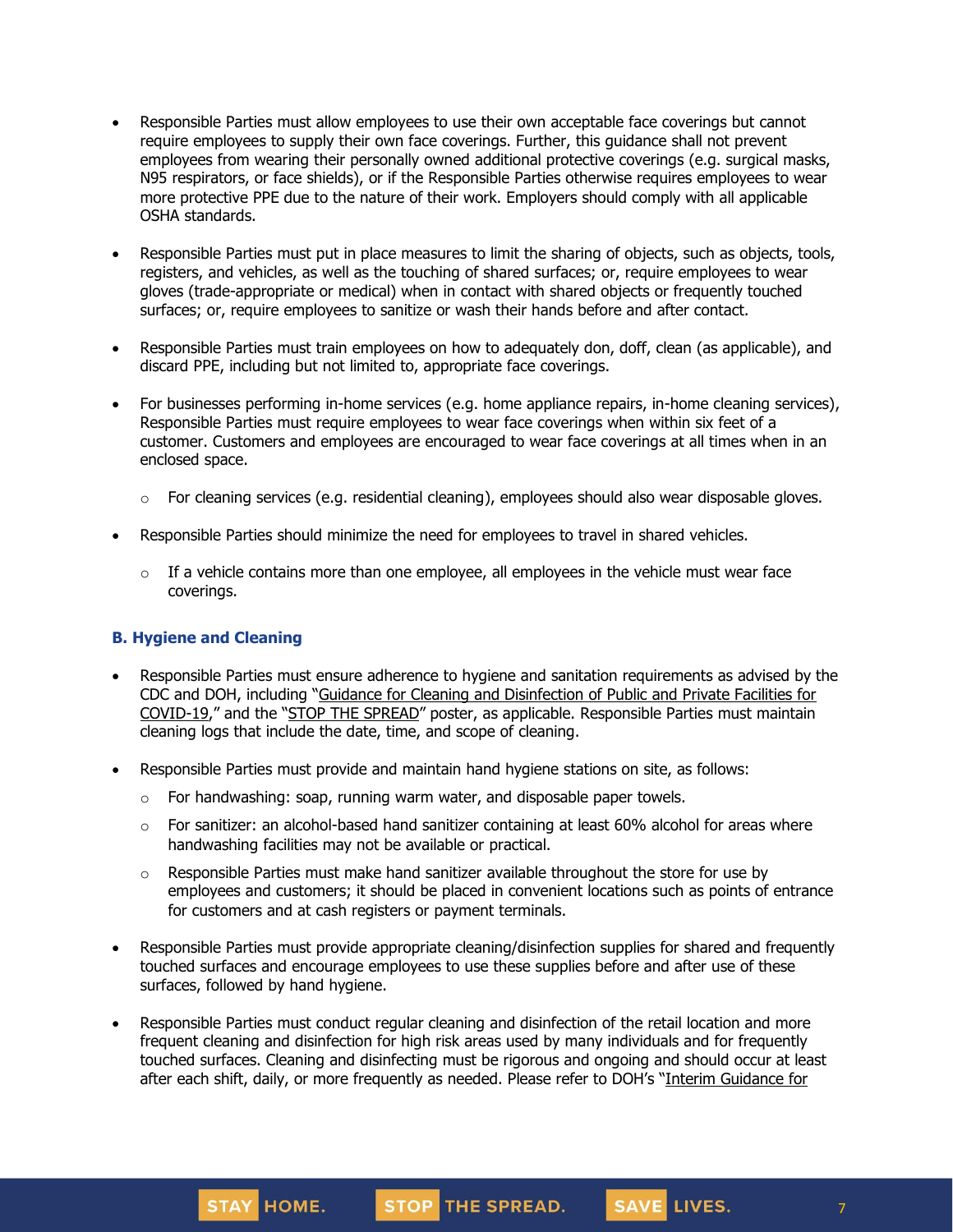- Responsible Parties must allow employees to use their own acceptable face coverings but cannot require employees to supply their own face coverings. Further, this guidance shall not prevent employees from wearing their personally owned additional protective coverings (e.g. surgical masks, N95 respirators, or face shields), or if the Responsible Parties otherwise requires employees to wear more protective PPE due to the nature of their work. Employers should comply with all applicable OSHA standards.

- Responsible Parties must put in place measures to limit the sharing of objects, such as objects, tools, registers, and vehicles, as well as the touching of shared surfaces; or, require employees to wear gloves (trade-appropriate or medical) when in contact with shared objects or frequently touched surfaces; or, require employees to sanitize or wash their hands before and after contact.

- Responsible Parties must train employees on how to adequately don, doff, clean (as applicable), and discard PPE, including but not limited to, appropriate face coverings.

- For businesses performing in-home services (e.g. home appliance repairs, in-home cleaning services), Responsible Parties must require employees to wear face coverings when within six feet of a customer. Customers and employees are encouraged to wear face coverings at all times when in an enclosed space.
  - For cleaning services (e.g. residential cleaning), employees should also wear disposable gloves.

- Responsible Parties should minimize the need for employees to travel in shared vehicles.
  - If a vehicle contains more than one employee, all employees in the vehicle must wear face coverings.

### B. Hygiene and Cleaning

- Responsible Parties must ensure adherence to hygiene and sanitation requirements as advised by the CDC and DOH, including "Guidance for Cleaning and Disinfection of Public and Private Facilities for COVID-19," and the "STOP THE SPREAD" poster, as applicable. Responsible Parties must maintain cleaning logs that include the date, time, and scope of cleaning.

- Responsible Parties must provide and maintain hand hygiene stations on site, as follows:
  - For handwashing: soap, running warm water, and disposable paper towels.
  - For sanitizer: an alcohol-based hand sanitizer containing at least 60% alcohol for areas where handwashing facilities may not be available or practical.
  - Responsible Parties must make hand sanitizer available throughout the store for use by employees and customers; it should be placed in convenient locations such as points of entrance for customers and at cash registers or payment terminals.

- Responsible Parties must provide appropriate cleaning/disinfection supplies for shared and frequently touched surfaces and encourage employees to use these supplies before and after use of these surfaces, followed by hand hygiene.

- Responsible Parties must conduct regular cleaning and disinfection of the retail location and more frequent cleaning and disinfection for high risk areas used by many individuals and for frequently touched surfaces. Cleaning and disinfecting must be rigorous and ongoing and should occur at least after each shift, daily, or more frequently as needed. Please refer to DOH's "Interim Guidance for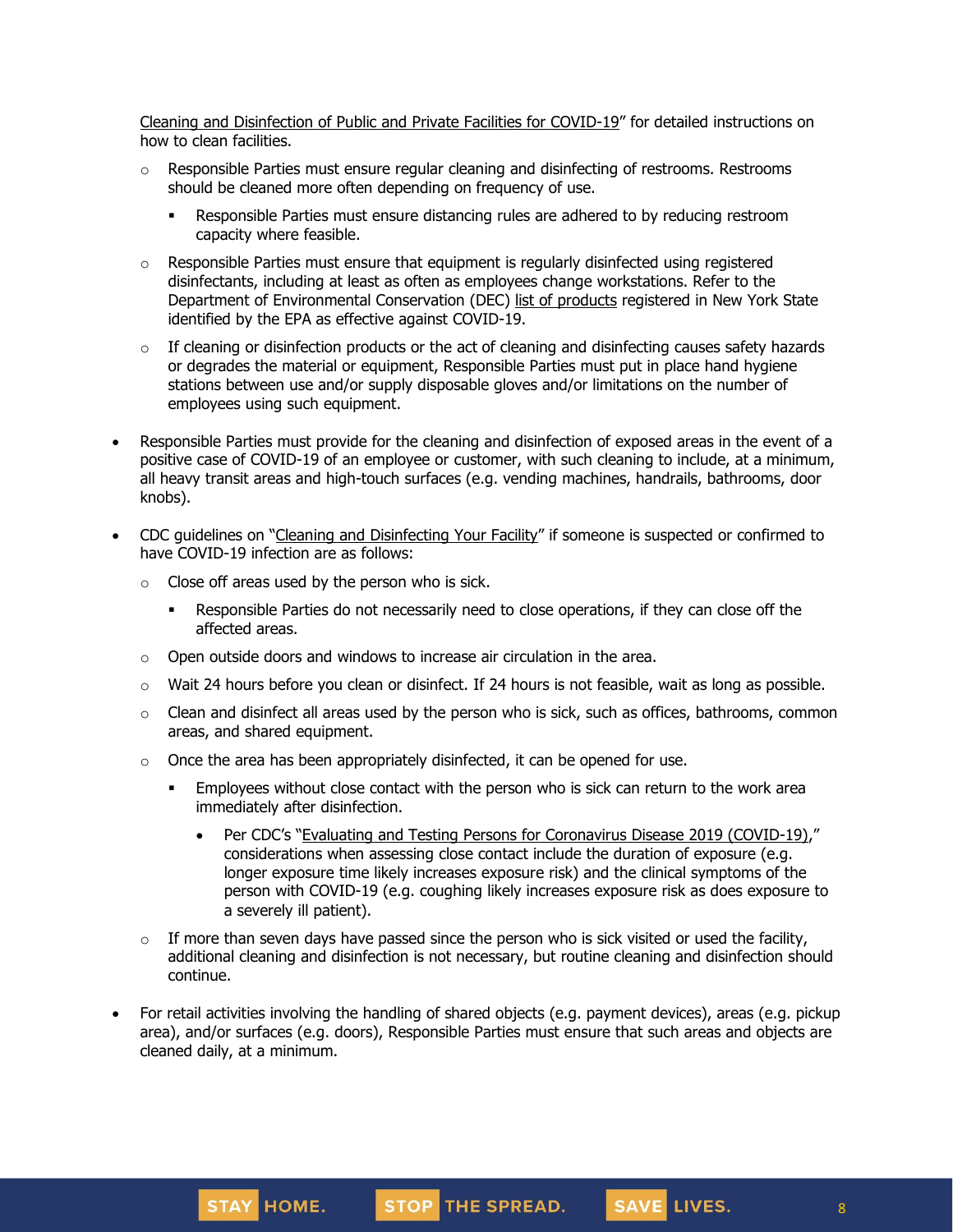Cleaning and Disinfection of Public and Private Facilities for COVID-19" for detailed instructions on how to clean facilities.

- Responsible Parties must ensure regular cleaning and disinfecting of restrooms. Restrooms should be cleaned more often depending on frequency of use.
  - Responsible Parties must ensure distancing rules are adhered to by reducing restroom capacity where feasible.
- Responsible Parties must ensure that equipment is regularly disinfected using registered disinfectants, including at least as often as employees change workstations. Refer to the Department of Environmental Conservation (DEC) list of products registered in New York State identified by the EPA as effective against COVID-19.
- If cleaning or disinfection products or the act of cleaning and disinfecting causes safety hazards or degrades the material or equipment, Responsible Parties must put in place hand hygiene stations between use and/or supply disposable gloves and/or limitations on the number of employees using such equipment.

- Responsible Parties must provide for the cleaning and disinfection of exposed areas in the event of a positive case of COVID-19 of an employee or customer, with such cleaning to include, at a minimum, all heavy transit areas and high-touch surfaces (e.g. vending machines, handrails, bathrooms, door knobs).

- CDC guidelines on "Cleaning and Disinfecting Your Facility" if someone is suspected or confirmed to have COVID-19 infection are as follows:
  - Close off areas used by the person who is sick.
    - Responsible Parties do not necessarily need to close operations, if they can close off the affected areas.
  - Open outside doors and windows to increase air circulation in the area.
  - Wait 24 hours before you clean or disinfect. If 24 hours is not feasible, wait as long as possible.
  - Clean and disinfect all areas used by the person who is sick, such as offices, bathrooms, common areas, and shared equipment.
  - Once the area has been appropriately disinfected, it can be opened for use.
    - Employees without close contact with the person who is sick can return to the work area immediately after disinfection.
      - Per CDC's "Evaluating and Testing Persons for Coronavirus Disease 2019 (COVID-19)," considerations when assessing close contact include the duration of exposure (e.g. longer exposure time likely increases exposure risk) and the clinical symptoms of the person with COVID-19 (e.g. coughing likely increases exposure risk as does exposure to a severely ill patient).
  - If more than seven days have passed since the person who is sick visited or used the facility, additional cleaning and disinfection is not necessary, but routine cleaning and disinfection should continue.

- For retail activities involving the handling of shared objects (e.g. payment devices), areas (e.g. pickup area), and/or surfaces (e.g. doors), Responsible Parties must ensure that such areas and objects are cleaned daily, at a minimum.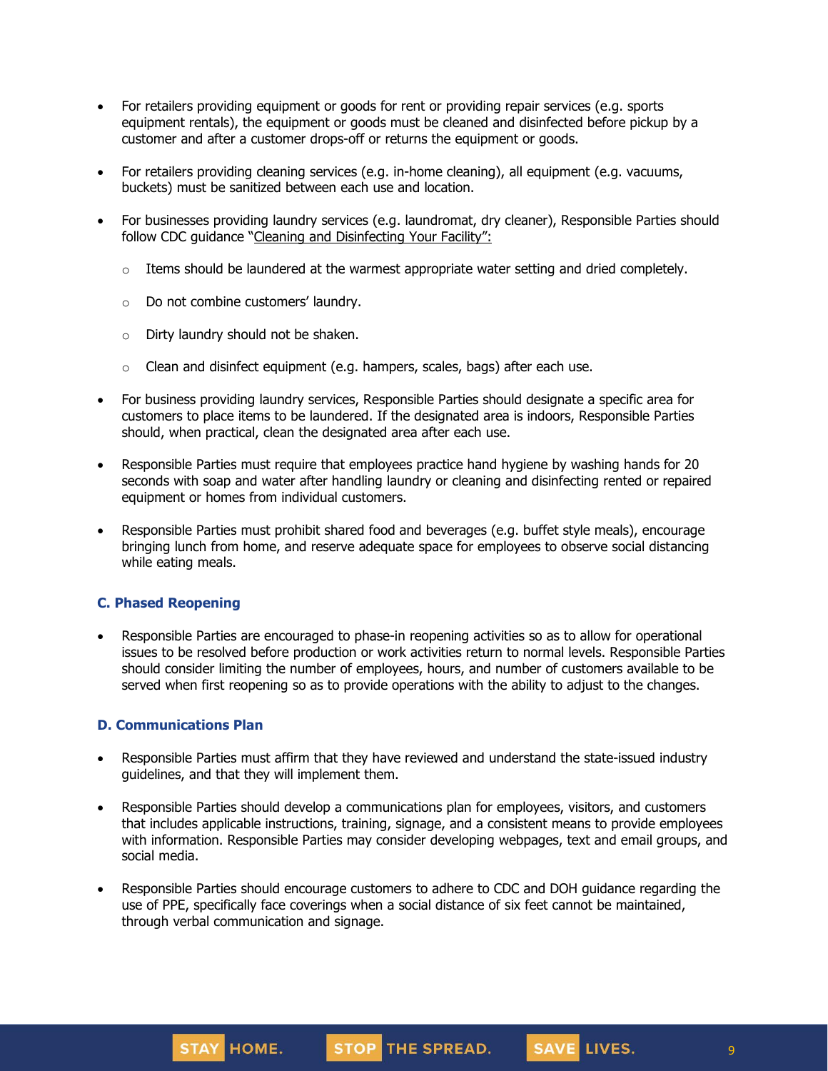- For retailers providing equipment or goods for rent or providing repair services (e.g. sports equipment rentals), the equipment or goods must be cleaned and disinfected before pickup by a customer and after a customer drops-off or returns the equipment or goods.

- For retailers providing cleaning services (e.g. in-home cleaning), all equipment (e.g. vacuums, buckets) must be sanitized between each use and location.

- For businesses providing laundry services (e.g. laundromat, dry cleaner), Responsible Parties should follow CDC guidance "Cleaning and Disinfecting Your Facility":

  - Items should be laundered at the warmest appropriate water setting and dried completely.

  - Do not combine customers' laundry.

  - Dirty laundry should not be shaken.

  - Clean and disinfect equipment (e.g. hampers, scales, bags) after each use.

- For business providing laundry services, Responsible Parties should designate a specific area for customers to place items to be laundered. If the designated area is indoors, Responsible Parties should, when practical, clean the designated area after each use.

- Responsible Parties must require that employees practice hand hygiene by washing hands for 20 seconds with soap and water after handling laundry or cleaning and disinfecting rented or repaired equipment or homes from individual customers.

- Responsible Parties must prohibit shared food and beverages (e.g. buffet style meals), encourage bringing lunch from home, and reserve adequate space for employees to observe social distancing while eating meals.

### C. Phased Reopening

- Responsible Parties are encouraged to phase-in reopening activities so as to allow for operational issues to be resolved before production or work activities return to normal levels. Responsible Parties should consider limiting the number of employees, hours, and number of customers available to be served when first reopening so as to provide operations with the ability to adjust to the changes.

### D. Communications Plan

- Responsible Parties must affirm that they have reviewed and understand the state-issued industry guidelines, and that they will implement them.

- Responsible Parties should develop a communications plan for employees, visitors, and customers that includes applicable instructions, training, signage, and a consistent means to provide employees with information. Responsible Parties may consider developing webpages, text and email groups, and social media.

- Responsible Parties should encourage customers to adhere to CDC and DOH guidance regarding the use of PPE, specifically face coverings when a social distance of six feet cannot be maintained, through verbal communication and signage.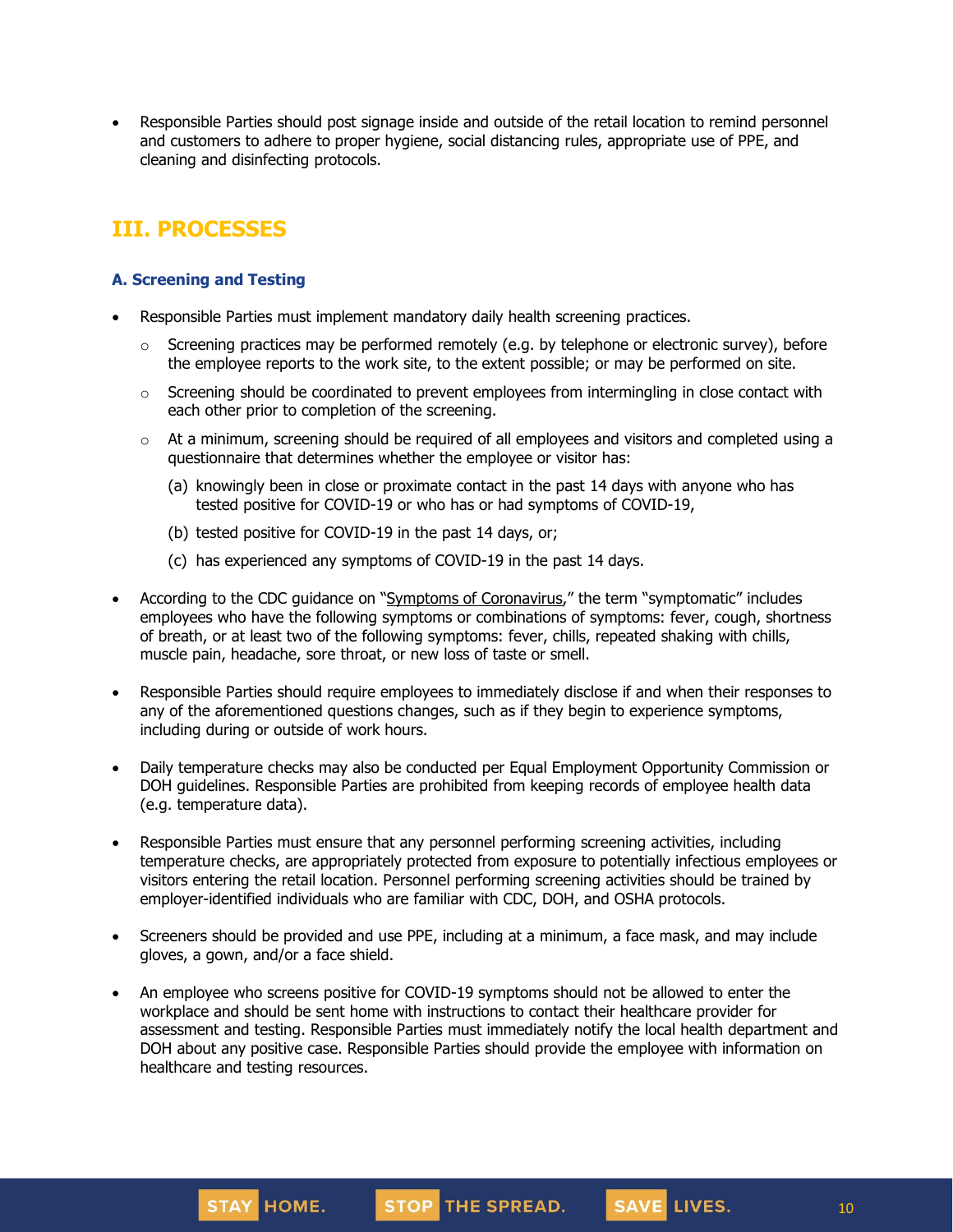- Responsible Parties should post signage inside and outside of the retail location to remind personnel and customers to adhere to proper hygiene, social distancing rules, appropriate use of PPE, and cleaning and disinfecting protocols.

## III. PROCESSES

### A. Screening and Testing

- Responsible Parties must implement mandatory daily health screening practices.
  - Screening practices may be performed remotely (e.g. by telephone or electronic survey), before the employee reports to the work site, to the extent possible; or may be performed on site.
  - Screening should be coordinated to prevent employees from intermingling in close contact with each other prior to completion of the screening.
  - At a minimum, screening should be required of all employees and visitors and completed using a questionnaire that determines whether the employee or visitor has:
    - (a) knowingly been in close or proximate contact in the past 14 days with anyone who has tested positive for COVID-19 or who has or had symptoms of COVID-19,
    - (b) tested positive for COVID-19 in the past 14 days, or;
    - (c) has experienced any symptoms of COVID-19 in the past 14 days.
- According to the CDC guidance on "Symptoms of Coronavirus," the term "symptomatic" includes employees who have the following symptoms or combinations of symptoms: fever, cough, shortness of breath, or at least two of the following symptoms: fever, chills, repeated shaking with chills, muscle pain, headache, sore throat, or new loss of taste or smell.
- Responsible Parties should require employees to immediately disclose if and when their responses to any of the aforementioned questions changes, such as if they begin to experience symptoms, including during or outside of work hours.
- Daily temperature checks may also be conducted per Equal Employment Opportunity Commission or DOH guidelines. Responsible Parties are prohibited from keeping records of employee health data (e.g. temperature data).
- Responsible Parties must ensure that any personnel performing screening activities, including temperature checks, are appropriately protected from exposure to potentially infectious employees or visitors entering the retail location. Personnel performing screening activities should be trained by employer-identified individuals who are familiar with CDC, DOH, and OSHA protocols.
- Screeners should be provided and use PPE, including at a minimum, a face mask, and may include gloves, a gown, and/or a face shield.
- An employee who screens positive for COVID-19 symptoms should not be allowed to enter the workplace and should be sent home with instructions to contact their healthcare provider for assessment and testing. Responsible Parties must immediately notify the local health department and DOH about any positive case. Responsible Parties should provide the employee with information on healthcare and testing resources.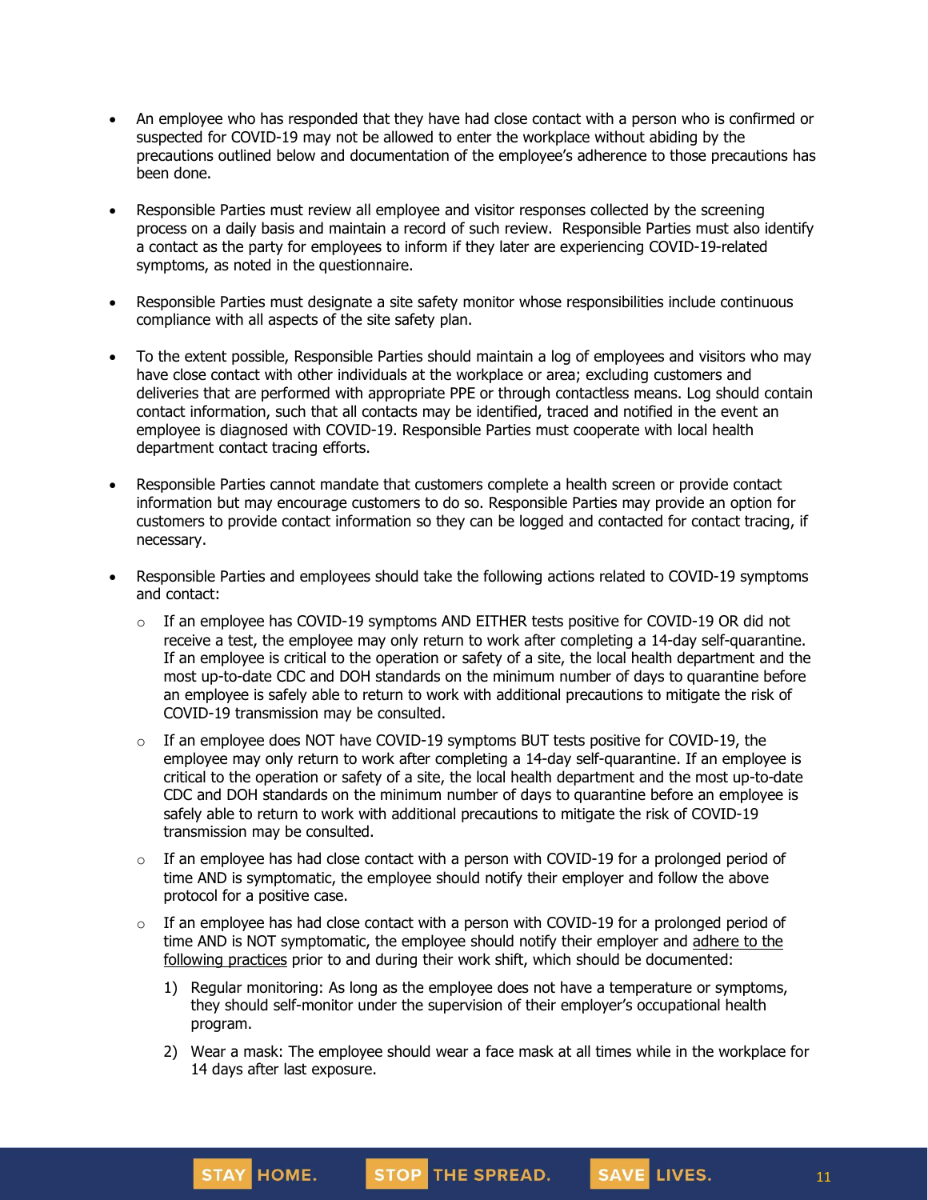- An employee who has responded that they have had close contact with a person who is confirmed or suspected for COVID-19 may not be allowed to enter the workplace without abiding by the precautions outlined below and documentation of the employee's adherence to those precautions has been done.

- Responsible Parties must review all employee and visitor responses collected by the screening process on a daily basis and maintain a record of such review. Responsible Parties must also identify a contact as the party for employees to inform if they later are experiencing COVID-19-related symptoms, as noted in the questionnaire.

- Responsible Parties must designate a site safety monitor whose responsibilities include continuous compliance with all aspects of the site safety plan.

- To the extent possible, Responsible Parties should maintain a log of employees and visitors who may have close contact with other individuals at the workplace or area; excluding customers and deliveries that are performed with appropriate PPE or through contactless means. Log should contain contact information, such that all contacts may be identified, traced and notified in the event an employee is diagnosed with COVID-19. Responsible Parties must cooperate with local health department contact tracing efforts.

- Responsible Parties cannot mandate that customers complete a health screen or provide contact information but may encourage customers to do so. Responsible Parties may provide an option for customers to provide contact information so they can be logged and contacted for contact tracing, if necessary.

- Responsible Parties and employees should take the following actions related to COVID-19 symptoms and contact:
  - If an employee has COVID-19 symptoms AND EITHER tests positive for COVID-19 OR did not receive a test, the employee may only return to work after completing a 14-day self-quarantine. If an employee is critical to the operation or safety of a site, the local health department and the most up-to-date CDC and DOH standards on the minimum number of days to quarantine before an employee is safely able to return to work with additional precautions to mitigate the risk of COVID-19 transmission may be consulted.
  - If an employee does NOT have COVID-19 symptoms BUT tests positive for COVID-19, the employee may only return to work after completing a 14-day self-quarantine. If an employee is critical to the operation or safety of a site, the local health department and the most up-to-date CDC and DOH standards on the minimum number of days to quarantine before an employee is safely able to return to work with additional precautions to mitigate the risk of COVID-19 transmission may be consulted.
  - If an employee has had close contact with a person with COVID-19 for a prolonged period of time AND is symptomatic, the employee should notify their employer and follow the above protocol for a positive case.
  - If an employee has had close contact with a person with COVID-19 for a prolonged period of time AND is NOT symptomatic, the employee should notify their employer and adhere to the following practices prior to and during their work shift, which should be documented:
    1) Regular monitoring: As long as the employee does not have a temperature or symptoms, they should self-monitor under the supervision of their employer's occupational health program.
    2) Wear a mask: The employee should wear a face mask at all times while in the workplace for 14 days after last exposure.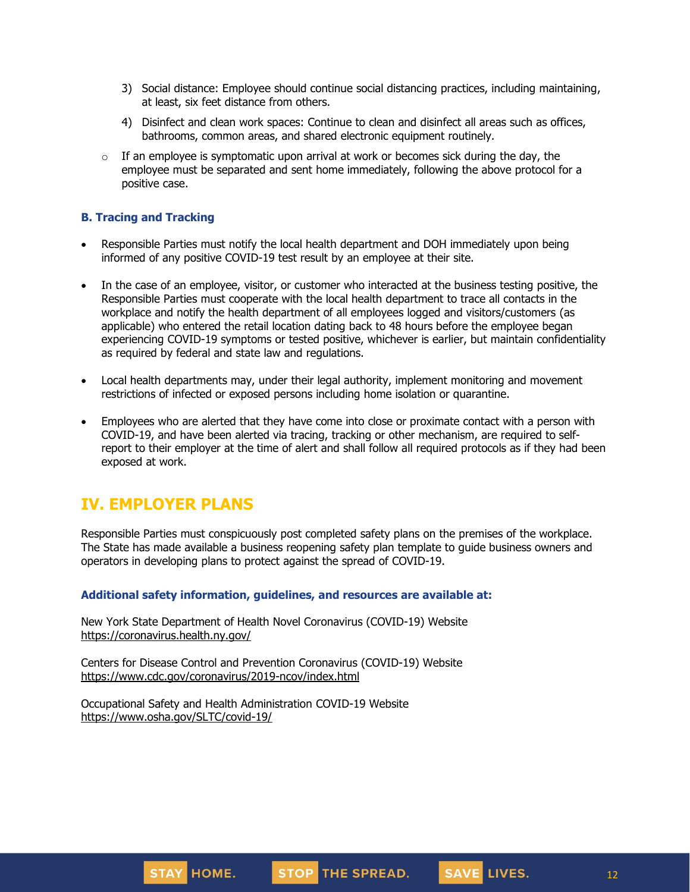3) Social distance: Employee should continue social distancing practices, including maintaining, at least, six feet distance from others.
4) Disinfect and clean work spaces: Continue to clean and disinfect all areas such as offices, bathrooms, common areas, and shared electronic equipment routinely.

- If an employee is symptomatic upon arrival at work or becomes sick during the day, the employee must be separated and sent home immediately, following the above protocol for a positive case.

### B. Tracing and Tracking

- Responsible Parties must notify the local health department and DOH immediately upon being informed of any positive COVID-19 test result by an employee at their site.
- In the case of an employee, visitor, or customer who interacted at the business testing positive, the Responsible Parties must cooperate with the local health department to trace all contacts in the workplace and notify the health department of all employees logged and visitors/customers (as applicable) who entered the retail location dating back to 48 hours before the employee began experiencing COVID-19 symptoms or tested positive, whichever is earlier, but maintain confidentiality as required by federal and state law and regulations.
- Local health departments may, under their legal authority, implement monitoring and movement restrictions of infected or exposed persons including home isolation or quarantine.
- Employees who are alerted that they have come into close or proximate contact with a person with COVID-19, and have been alerted via tracing, tracking or other mechanism, are required to self-report to their employer at the time of alert and shall follow all required protocols as if they had been exposed at work.

## IV. EMPLOYER PLANS

Responsible Parties must conspicuously post completed safety plans on the premises of the workplace. The State has made available a business reopening safety plan template to guide business owners and operators in developing plans to protect against the spread of COVID-19.

### Additional safety information, guidelines, and resources are available at:

New York State Department of Health Novel Coronavirus (COVID-19) Website
https://coronavirus.health.ny.gov/

Centers for Disease Control and Prevention Coronavirus (COVID-19) Website
https://www.cdc.gov/coronavirus/2019-ncov/index.html

Occupational Safety and Health Administration COVID-19 Website
https://www.osha.gov/SLTC/covid-19/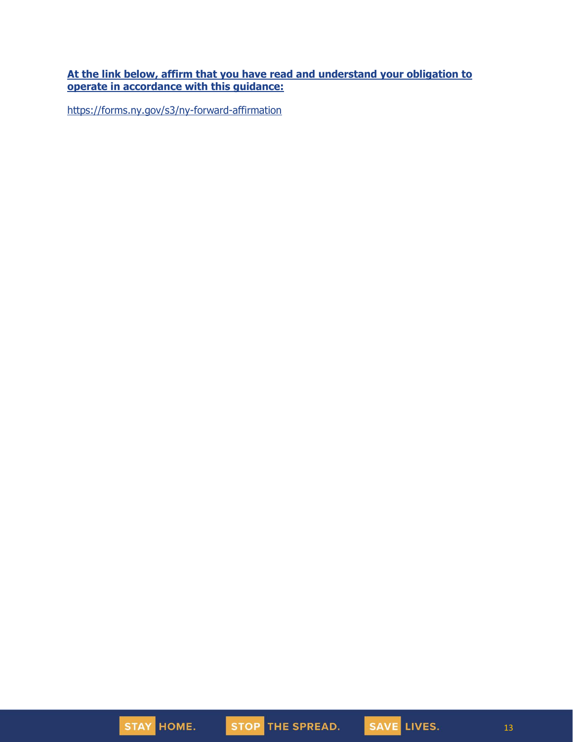**At the link below, affirm that you have read and understand your obligation to operate in accordance with this guidance:**

https://forms.ny.gov/s3/ny-forward-affirmation